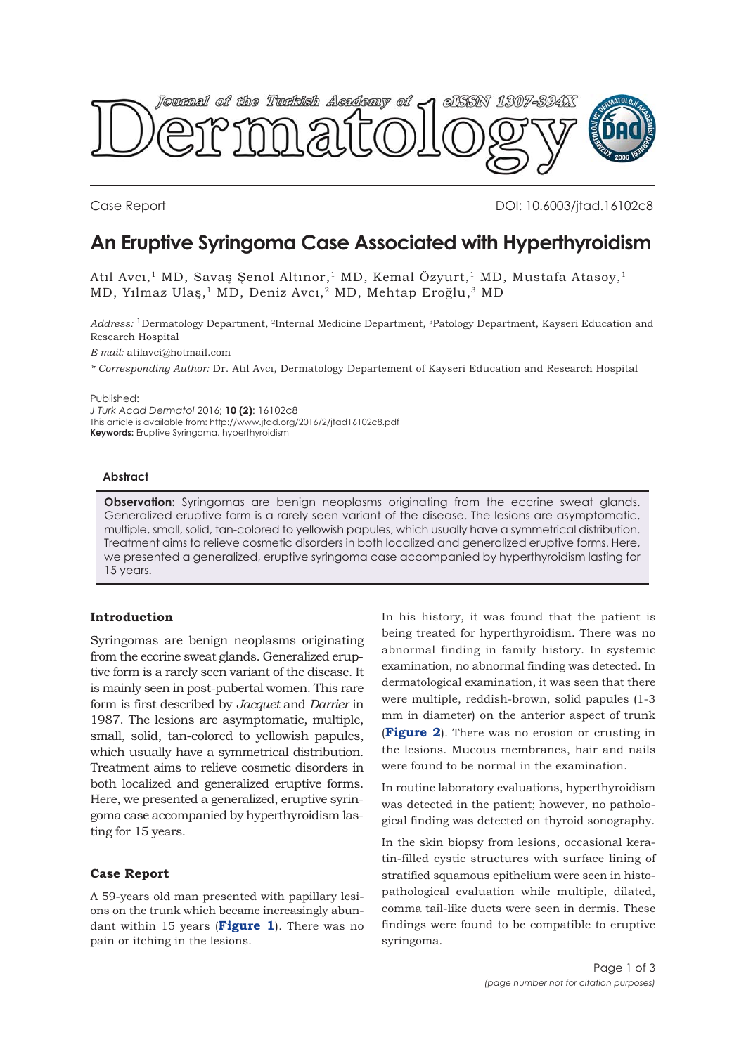Case Report

DOI: 10.6003/jtad.16102c8

# An Eruptive Syringoma Case Associated with Hyperthyroidism

Atıl Avcı,[1] MD, Savaş Şenol Altınor,[1] MD, Kemal Özyurt,[1] MD, Mustafa Atasoy,[1] MD, Yılmaz Ulaş,[1] MD, Deniz Avcı,[2] MD, Mehtap Eroğlu,[3] MD

*Address:* [1]Dermatology Department, [2]Internal Medicine Department, [3]Patology Department, Kayseri Education and Research Hospital

*E-mail:* atilavci@hotmail.com

*\* Corresponding Author:* Dr. Atıl Avcı, Dermatology Departement of Kayseri Education and Research Hospital

Published:
*J Turk Acad Dermatol* 2016; **10 (2)**: 16102c8
This article is available from: http://www.jtad.org/2016/2/jtad16102c8.pdf
**Keywords:** Eruptive Syringoma, hyperthyroidism

### Abstract

**Observation:** Syringomas are benign neoplasms originating from the eccrine sweat glands. Generalized eruptive form is a rarely seen variant of the disease. The lesions are asymptomatic, multiple, small, solid, tan-colored to yellowish papules, which usually have a symmetrical distribution. Treatment aims to relieve cosmetic disorders in both localized and generalized eruptive forms. Here, we presented a generalized, eruptive syringoma case accompanied by hyperthyroidism lasting for 15 years.

## Introduction

Syringomas are benign neoplasms originating from the eccrine sweat glands. Generalized eruptive form is a rarely seen variant of the disease. It is mainly seen in post-pubertal women. This rare form is first described by *Jacquet* and *Darrier* in 1987. The lesions are asymptomatic, multiple, small, solid, tan-colored to yellowish papules, which usually have a symmetrical distribution. Treatment aims to relieve cosmetic disorders in both localized and generalized eruptive forms. Here, we presented a generalized, eruptive syringoma case accompanied by hyperthyroidism lasting for 15 years.

## Case Report

A 59-years old man presented with papillary lesions on the trunk which became increasingly abundant within 15 years (**Figure 1**). There was no pain or itching in the lesions.

In his history, it was found that the patient is being treated for hyperthyroidism. There was no abnormal finding in family history. In systemic examination, no abnormal finding was detected. In dermatological examination, it was seen that there were multiple, reddish-brown, solid papules (1-3 mm in diameter) on the anterior aspect of trunk (**Figure 2**). There was no erosion or crusting in the lesions. Mucous membranes, hair and nails were found to be normal in the examination.

In routine laboratory evaluations, hyperthyroidism was detected in the patient; however, no pathological finding was detected on thyroid sonography.

In the skin biopsy from lesions, occasional keratin-filled cystic structures with surface lining of stratified squamous epithelium were seen in histopathological evaluation while multiple, dilated, comma tail-like ducts were seen in dermis. These findings were found to be compatible to eruptive syringoma.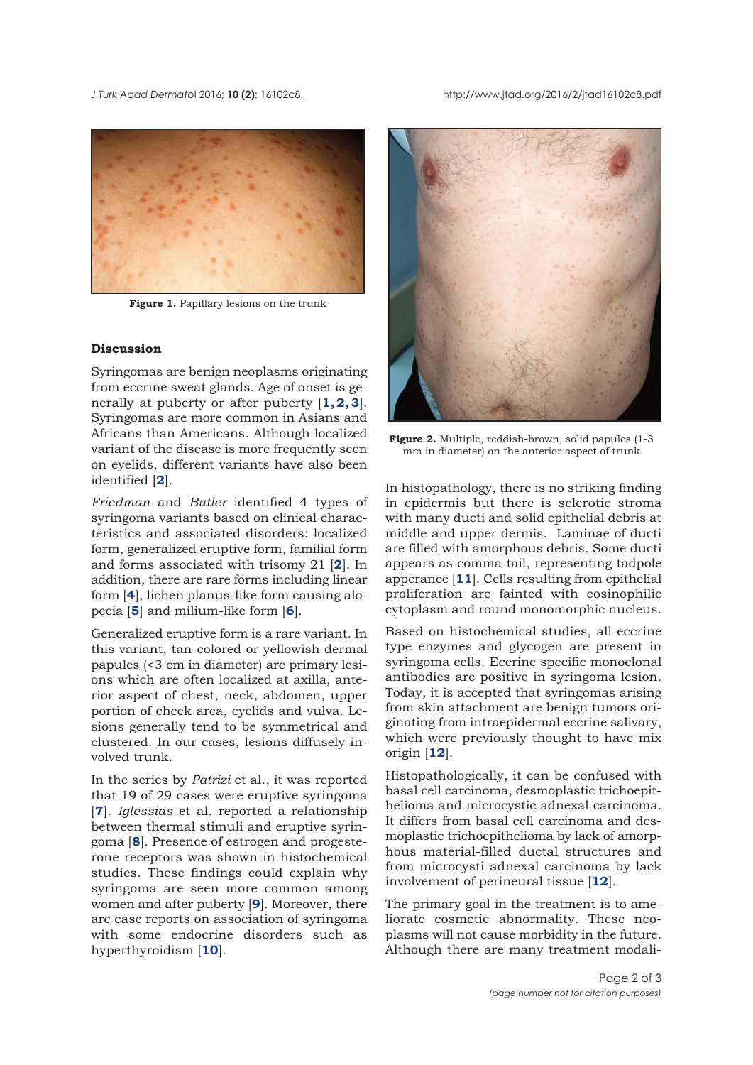**Figure 1.** Papillary lesions on the trunk

## Discussion

Syringomas are benign neoplasms originating from eccrine sweat glands. Age of onset is generally at puberty or after puberty [1, 2, 3]. Syringomas are more common in Asians and Africans than Americans. Although localized variant of the disease is more frequently seen on eyelids, different variants have also been identified [2].

*Friedman* and *Butler* identified 4 types of syringoma variants based on clinical characteristics and associated disorders: localized form, generalized eruptive form, familial form and forms associated with trisomy 21 [2]. In addition, there are rare forms including linear form [4], lichen planus-like form causing alopecia [5] and milium-like form [6].

Generalized eruptive form is a rare variant. In this variant, tan-colored or yellowish dermal papules (<3 cm in diameter) are primary lesions which are often localized at axilla, anterior aspect of chest, neck, abdomen, upper portion of cheek area, eyelids and vulva. Lesions generally tend to be symmetrical and clustered. In our cases, lesions diffusely involved trunk.

In the series by *Patrizi* et al., it was reported that 19 of 29 cases were eruptive syringoma [7]. *Iglessias* et al. reported a relationship between thermal stimuli and eruptive syringoma [8]. Presence of estrogen and progesterone receptors was shown in histochemical studies. These findings could explain why syringoma are seen more common among women and after puberty [9]. Moreover, there are case reports on association of syringoma with some endocrine disorders such as hyperthyroidism [10].

**Figure 2.** Multiple, reddish-brown, solid papules (1-3 mm in diameter) on the anterior aspect of trunk

In histopathology, there is no striking finding in epidermis but there is sclerotic stroma with many ducti and solid epithelial debris at middle and upper dermis. Laminae of ducti are filled with amorphous debris. Some ducti appears as comma tail, representing tadpole apperance [11]. Cells resulting from epithelial proliferation are fainted with eosinophilic cytoplasm and round monomorphic nucleus.

Based on histochemical studies, all eccrine type enzymes and glycogen are present in syringoma cells. Eccrine specific monoclonal antibodies are positive in syringoma lesion. Today, it is accepted that syringomas arising from skin attachment are benign tumors originating from intraepidermal eccrine salivary, which were previously thought to have mix origin [12].

Histopathologically, it can be confused with basal cell carcinoma, desmoplastic trichoepithelioma and microcystic adnexal carcinoma. It differs from basal cell carcinoma and desmoplastic trichoepithelioma by lack of amorphous material-filled ductal structures and from microcysti adnexal carcinoma by lack involvement of perineural tissue [12].

The primary goal in the treatment is to ameliorate cosmetic abnormality. These neoplasms will not cause morbidity in the future. Although there are many treatment modali-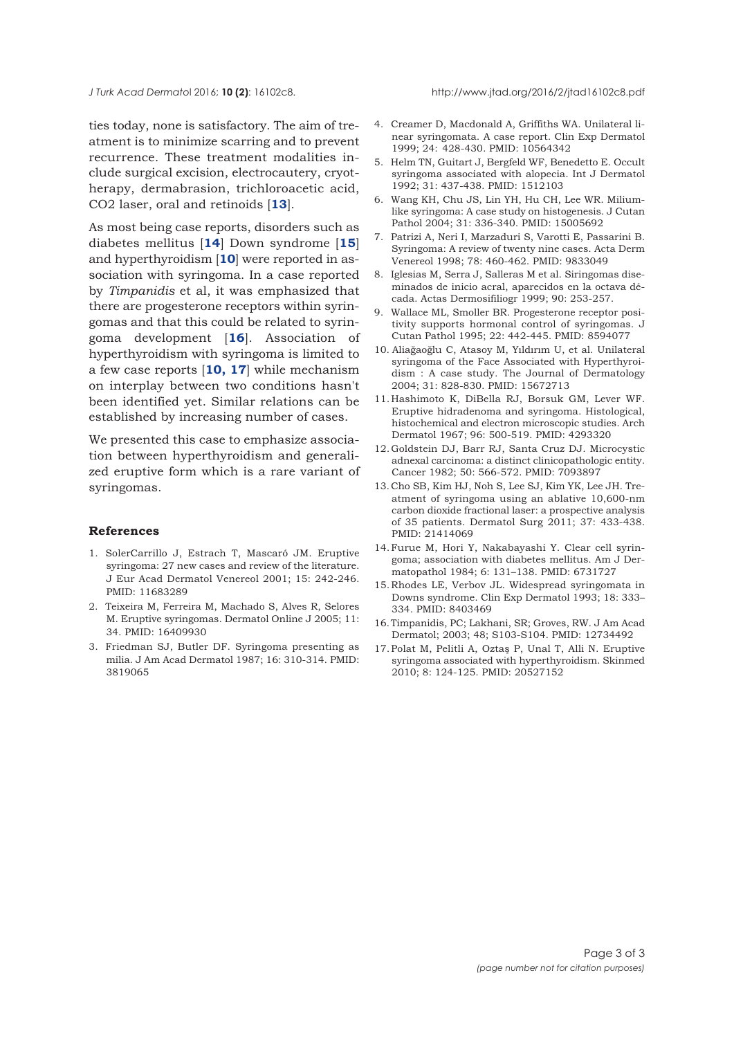ties today, none is satisfactory. The aim of treatment is to minimize scarring and to prevent recurrence. These treatment modalities include surgical excision, electrocautery, cryotherapy, dermabrasion, trichloroacetic acid, CO2 laser, oral and retinoids [**13**].

As most being case reports, disorders such as diabetes mellitus [**14**] Down syndrome [**15**] and hyperthyroidism [**10**] were reported in association with syringoma. In a case reported by *Timpanidis* et al, it was emphasized that there are progesterone receptors within syringomas and that this could be related to syringoma development [**16**]. Association of hyperthyroidism with syringoma is limited to a few case reports [**10, 17**] while mechanism on interplay between two conditions hasn't been identified yet. Similar relations can be established by increasing number of cases.

We presented this case to emphasize association between hyperthyroidism and generalized eruptive form which is a rare variant of syringomas.

## References

1. SolerCarrillo J, Estrach T, Mascaró JM. Eruptive syringoma: 27 new cases and review of the literature. J Eur Acad Dermatol Venereol 2001; 15: 242-246. PMID: 11683289
2. Teixeira M, Ferreira M, Machado S, Alves R, Selores M. Eruptive syringomas. Dermatol Online J 2005; 11: 34. PMID: 16409930
3. Friedman SJ, Butler DF. Syringoma presenting as milia. J Am Acad Dermatol 1987; 16: 310-314. PMID: 3819065
4. Creamer D, Macdonald A, Griffiths WA. Unilateral linear syringomata. A case report. Clin Exp Dermatol 1999; 24: 428-430. PMID: 10564342
5. Helm TN, Guitart J, Bergfeld WF, Benedetto E. Occult syringoma associated with alopecia. Int J Dermatol 1992; 31: 437-438. PMID: 1512103
6. Wang KH, Chu JS, Lin YH, Hu CH, Lee WR. Milium-like syringoma: A case study on histogenesis. J Cutan Pathol 2004; 31: 336-340. PMID: 15005692
7. Patrizi A, Neri I, Marzaduri S, Varotti E, Passarini B. Syringoma: A review of twenty nine cases. Acta Derm Venereol 1998; 78: 460-462. PMID: 9833049
8. Iglesias M, Serra J, Salleras M et al. Siringomas diseminados de inicio acral, aparecidos en la octava década. Actas Dermosifiliogr 1999; 90: 253-257.
9. Wallace ML, Smoller BR. Progesterone receptor positivity supports hormonal control of syringomas. J Cutan Pathol 1995; 22: 442-445. PMID: 8594077
10. Aliağaoğlu C, Atasoy M, Yıldırım U, et al. Unilateral syringoma of the Face Associated with Hyperthyroidism : A case study. The Journal of Dermatology 2004; 31: 828-830. PMID: 15672713
11. Hashimoto K, DiBella RJ, Borsuk GM, Lever WF. Eruptive hidradenoma and syringoma. Histological, histochemical and electron microscopic studies. Arch Dermatol 1967; 96: 500-519. PMID: 4293320
12. Goldstein DJ, Barr RJ, Santa Cruz DJ. Microcystic adnexal carcinoma: a distinct clinicopathologic entity. Cancer 1982; 50: 566-572. PMID: 7093897
13. Cho SB, Kim HJ, Noh S, Lee SJ, Kim YK, Lee JH. Treatment of syringoma using an ablative 10,600-nm carbon dioxide fractional laser: a prospective analysis of 35 patients. Dermatol Surg 2011; 37: 433-438. PMID: 21414069
14. Furue M, Hori Y, Nakabayashi Y. Clear cell syringoma; association with diabetes mellitus. Am J Dermatopathol 1984; 6: 131–138. PMID: 6731727
15. Rhodes LE, Verbov JL. Widespread syringomata in Downs syndrome. Clin Exp Dermatol 1993; 18: 333–334. PMID: 8403469
16. Timpanidis, PC; Lakhani, SR; Groves, RW. J Am Acad Dermatol; 2003; 48; S103-S104. PMID: 12734492
17. Polat M, Pelitli A, Oztaş P, Unal T, Alli N. Eruptive syringoma associated with hyperthyroidism. Skinmed 2010; 8: 124-125. PMID: 20527152